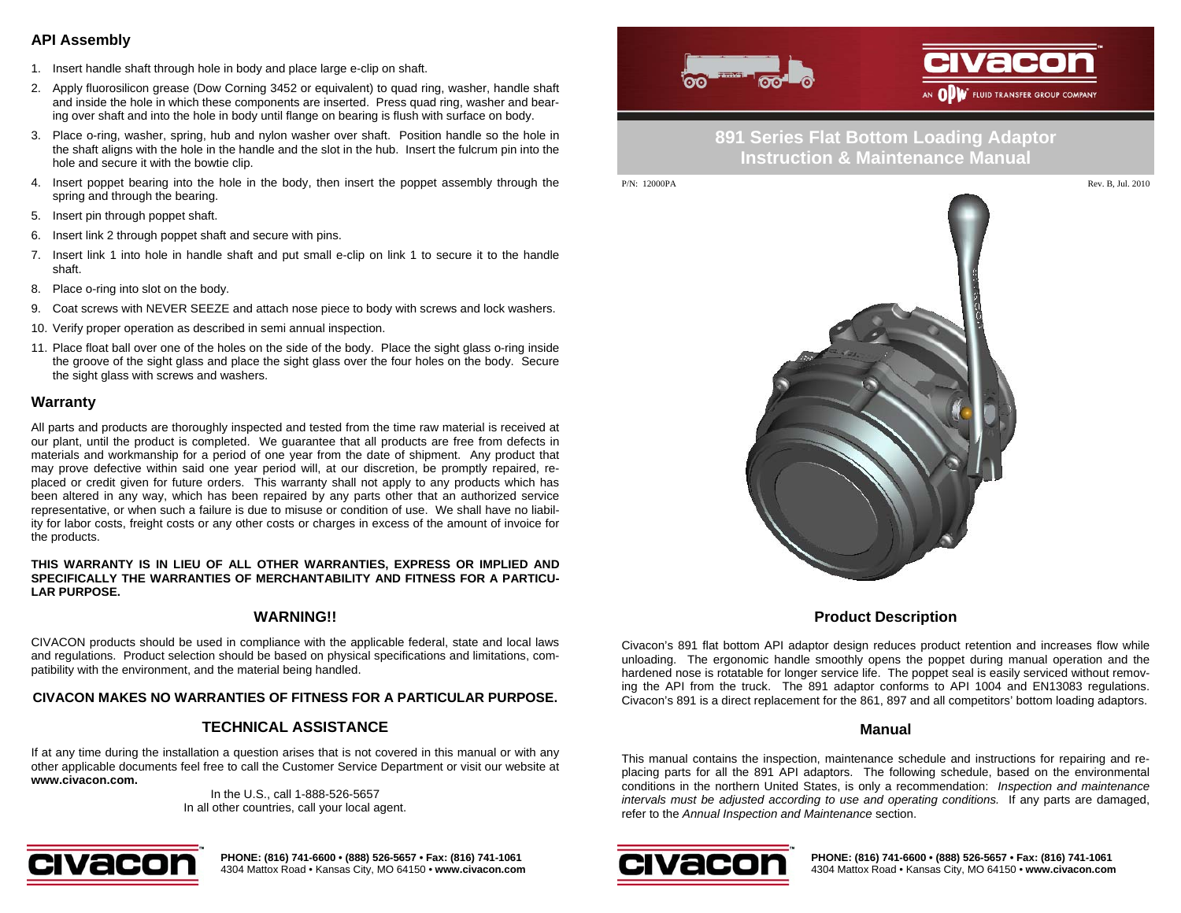## API Assembly

1. Insert handle shaft through hole in body and place large e-clip on shaft.
2. Apply fluorosilicon grease (Dow Corning 3452 or equivalent) to quad ring, washer, handle shaft and inside the hole in which these components are inserted. Press quad ring, washer and bearing over shaft and into the hole in body until flange on bearing is flush with surface on body.
3. Place o-ring, washer, spring, hub and nylon washer over shaft. Position handle so the hole in the shaft aligns with the hole in the handle and the slot in the hub. Insert the fulcrum pin into the hole and secure it with the bowtie clip.
4. Insert poppet bearing into the hole in the body, then insert the poppet assembly through the spring and through the bearing.
5. Insert pin through poppet shaft.
6. Insert link 2 through poppet shaft and secure with pins.
7. Insert link 1 into hole in handle shaft and put small e-clip on link 1 to secure it to the handle shaft.
8. Place o-ring into slot on the body.
9. Coat screws with NEVER SEEZE and attach nose piece to body with screws and lock washers.
10. Verify proper operation as described in semi annual inspection.
11. Place float ball over one of the holes on the side of the body. Place the sight glass o-ring inside the groove of the sight glass and place the sight glass over the four holes on the body. Secure the sight glass with screws and washers.

## Warranty

All parts and products are thoroughly inspected and tested from the time raw material is received at our plant, until the product is completed. We guarantee that all products are free from defects in materials and workmanship for a period of one year from the date of shipment. Any product that may prove defective within said one year period will, at our discretion, be promptly repaired, replaced or credit given for future orders. This warranty shall not apply to any products which has been altered in any way, which has been repaired by any parts other that an authorized service representative, or when such a failure is due to misuse or condition of use. We shall have no liability for labor costs, freight costs or any other costs or charges in excess of the amount of invoice for the products.

**THIS WARRANTY IS IN LIEU OF ALL OTHER WARRANTIES, EXPRESS OR IMPLIED AND SPECIFICALLY THE WARRANTIES OF MERCHANTABILITY AND FITNESS FOR A PARTICULAR PURPOSE.**

## WARNING!!

CIVACON products should be used in compliance with the applicable federal, state and local laws and regulations. Product selection should be based on physical specifications and limitations, compatibility with the environment, and the material being handled.

**CIVACON MAKES NO WARRANTIES OF FITNESS FOR A PARTICULAR PURPOSE.**

## TECHNICAL ASSISTANCE

If at any time during the installation a question arises that is not covered in this manual or with any other applicable documents feel free to call the Customer Service Department or visit our website at **www.civacon.com.**

In the U.S., call 1-888-526-5657
In all other countries, call your local agent.

**PHONE: (816) 741-6600 • (888) 526-5657 • Fax: (816) 741-1061**
4304 Mattox Road • Kansas City, MO 64150 • **www.civacon.com**

civacon

AN OPW FLUID TRANSFER GROUP COMPANY

# 891 Series Flat Bottom Loading Adaptor Instruction & Maintenance Manual

P/N: 12000PA

Rev. B, Jul. 2010

## Product Description

Civacon's 891 flat bottom API adaptor design reduces product retention and increases flow while unloading. The ergonomic handle smoothly opens the poppet during manual operation and the hardened nose is rotatable for longer service life. The poppet seal is easily serviced without removing the API from the truck. The 891 adaptor conforms to API 1004 and EN13083 regulations. Civacon's 891 is a direct replacement for the 861, 897 and all competitors' bottom loading adaptors.

## Manual

This manual contains the inspection, maintenance schedule and instructions for repairing and replacing parts for all the 891 API adaptors. The following schedule, based on the environmental conditions in the northern United States, is only a recommendation: *Inspection and maintenance intervals must be adjusted according to use and operating conditions.* If any parts are damaged, refer to the *Annual Inspection and Maintenance* section.

**PHONE: (816) 741-6600 • (888) 526-5657 • Fax: (816) 741-1061**
4304 Mattox Road • Kansas City, MO 64150 • **www.civacon.com**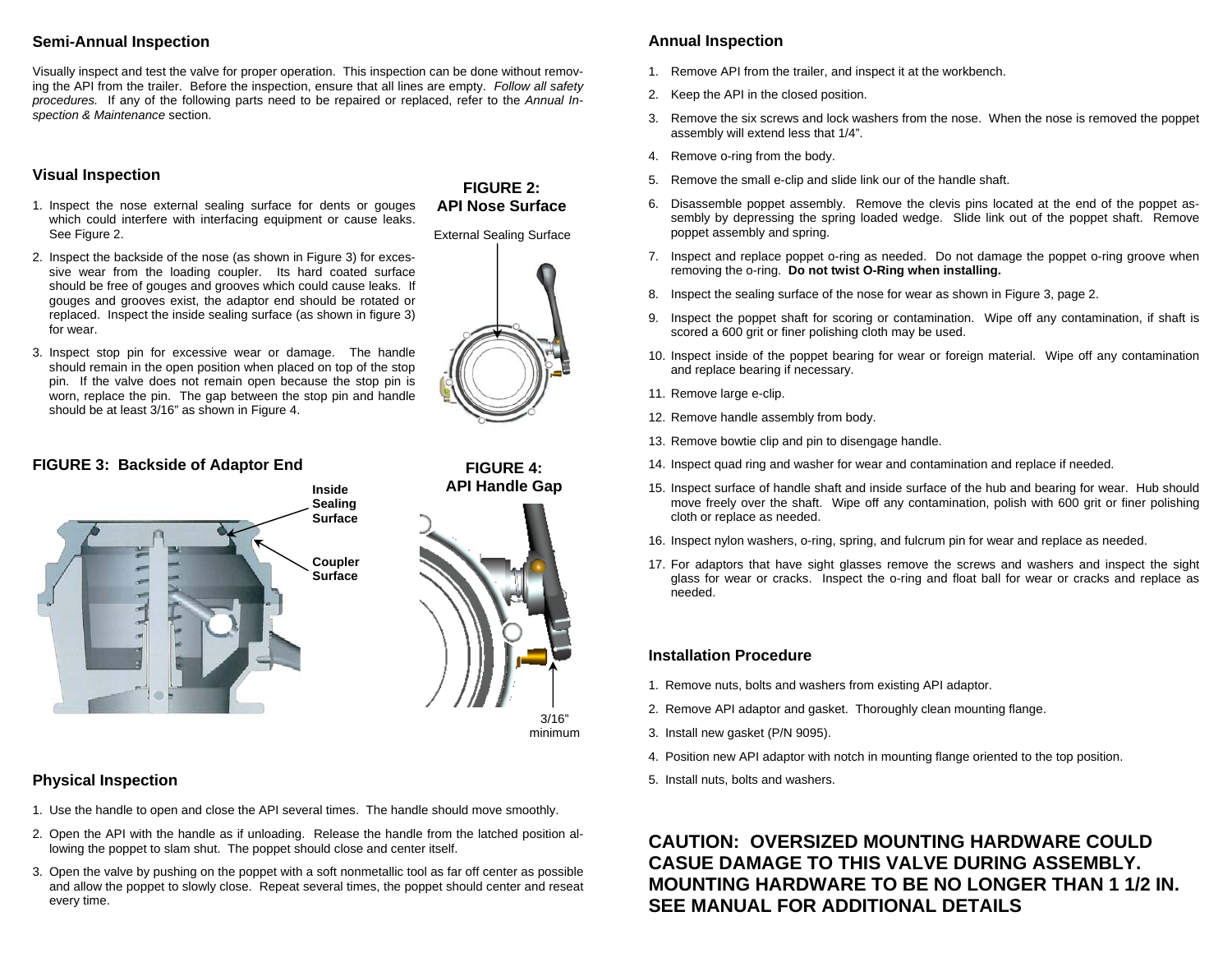## Semi-Annual Inspection

Visually inspect and test the valve for proper operation. This inspection can be done without removing the API from the trailer. Before the inspection, ensure that all lines are empty. *Follow all safety procedures.* If any of the following parts need to be repaired or replaced, refer to the *Annual Inspection & Maintenance* section.

## Visual Inspection

1. Inspect the nose external sealing surface for dents or gouges which could interfere with interfacing equipment or cause leaks. See Figure 2.
2. Inspect the backside of the nose (as shown in Figure 3) for excessive wear from the loading coupler. Its hard coated surface should be free of gouges and grooves which could cause leaks. If gouges and grooves exist, the adaptor end should be rotated or replaced. Inspect the inside sealing surface (as shown in figure 3) for wear.
3. Inspect stop pin for excessive wear or damage. The handle should remain in the open position when placed on top of the stop pin. If the valve does not remain open because the stop pin is worn, replace the pin. The gap between the stop pin and handle should be at least 3/16" as shown in Figure 4.

**FIGURE 2: API Nose Surface**

External Sealing Surface

**FIGURE 3: Backside of Adaptor End**

Inside Sealing Surface

Coupler Surface

**FIGURE 4: API Handle Gap**

3/16" minimum

## Physical Inspection

1. Use the handle to open and close the API several times. The handle should move smoothly.
2. Open the API with the handle as if unloading. Release the handle from the latched position allowing the poppet to slam shut. The poppet should close and center itself.
3. Open the valve by pushing on the poppet with a soft nonmetallic tool as far off center as possible and allow the poppet to slowly close. Repeat several times, the poppet should center and reseat every time.

## Annual Inspection

1. Remove API from the trailer, and inspect it at the workbench.
2. Keep the API in the closed position.
3. Remove the six screws and lock washers from the nose. When the nose is removed the poppet assembly will extend less that 1/4".
4. Remove o-ring from the body.
5. Remove the small e-clip and slide link our of the handle shaft.
6. Disassemble poppet assembly. Remove the clevis pins located at the end of the poppet assembly by depressing the spring loaded wedge. Slide link out of the poppet shaft. Remove poppet assembly and spring.
7. Inspect and replace poppet o-ring as needed. Do not damage the poppet o-ring groove when removing the o-ring. **Do not twist O-Ring when installing.**
8. Inspect the sealing surface of the nose for wear as shown in Figure 3, page 2.
9. Inspect the poppet shaft for scoring or contamination. Wipe off any contamination, if shaft is scored a 600 grit or finer polishing cloth may be used.
10. Inspect inside of the poppet bearing for wear or foreign material. Wipe off any contamination and replace bearing if necessary.
11. Remove large e-clip.
12. Remove handle assembly from body.
13. Remove bowtie clip and pin to disengage handle.
14. Inspect quad ring and washer for wear and contamination and replace if needed.
15. Inspect surface of handle shaft and inside surface of the hub and bearing for wear. Hub should move freely over the shaft. Wipe off any contamination, polish with 600 grit or finer polishing cloth or replace as needed.
16. Inspect nylon washers, o-ring, spring, and fulcrum pin for wear and replace as needed.
17. For adaptors that have sight glasses remove the screws and washers and inspect the sight glass for wear or cracks. Inspect the o-ring and float ball for wear or cracks and replace as needed.

## Installation Procedure

1. Remove nuts, bolts and washers from existing API adaptor.
2. Remove API adaptor and gasket. Thoroughly clean mounting flange.
3. Install new gasket (P/N 9095).
4. Position new API adaptor with notch in mounting flange oriented to the top position.
5. Install nuts, bolts and washers.

**CAUTION: OVERSIZED MOUNTING HARDWARE COULD CASUE DAMAGE TO THIS VALVE DURING ASSEMBLY. MOUNTING HARDWARE TO BE NO LONGER THAN 1 1/2 IN. SEE MANUAL FOR ADDITIONAL DETAILS**